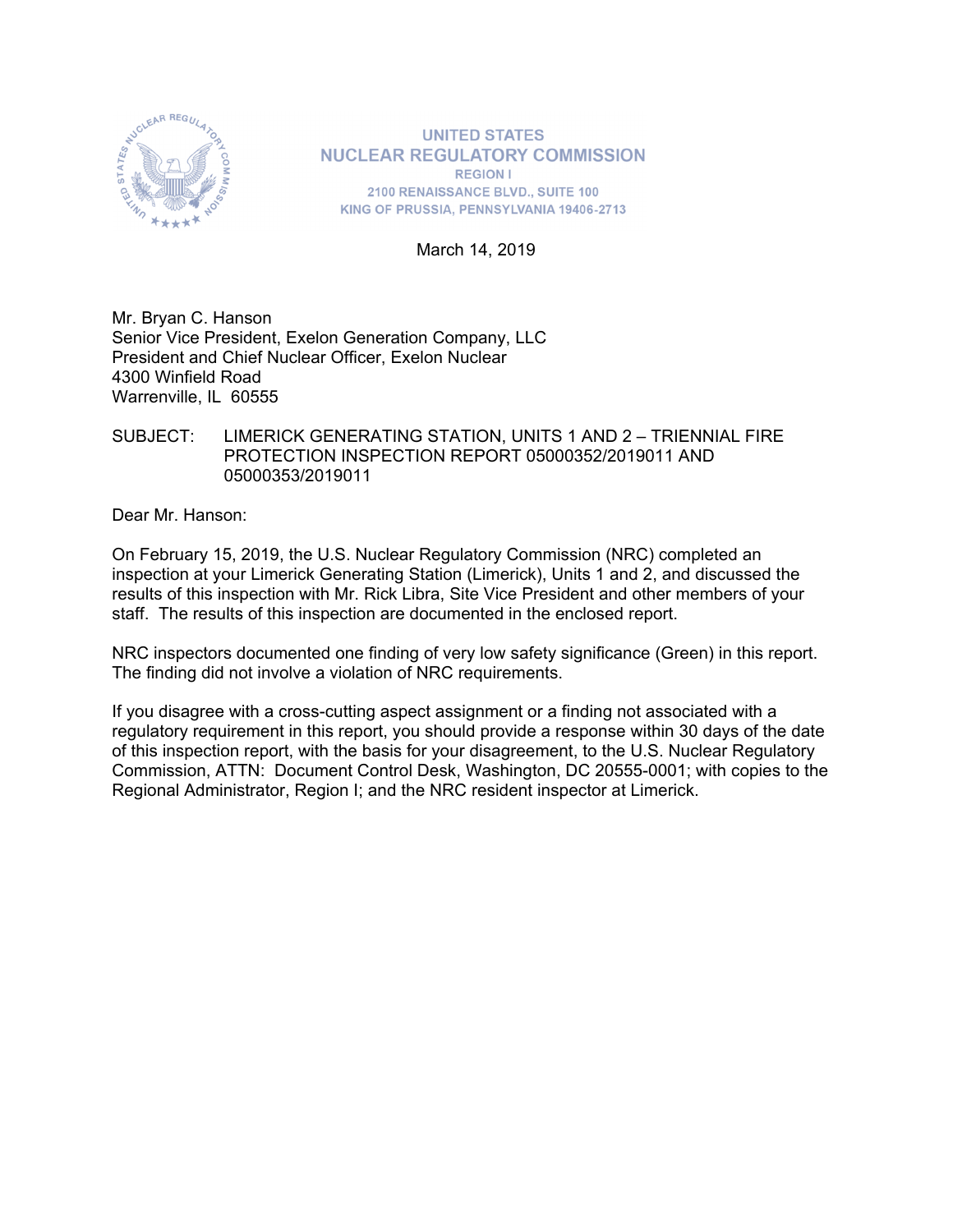UNITED STATES
NUCLEAR REGULATORY COMMISSION
REGION I
2100 RENAISSANCE BLVD., SUITE 100
KING OF PRUSSIA, PENNSYLVANIA 19406-2713

March 14, 2019

Mr. Bryan C. Hanson
Senior Vice President, Exelon Generation Company, LLC
President and Chief Nuclear Officer, Exelon Nuclear
4300 Winfield Road
Warrenville, IL 60555

SUBJECT: LIMERICK GENERATING STATION, UNITS 1 AND 2 – TRIENNIAL FIRE PROTECTION INSPECTION REPORT 05000352/2019011 AND 05000353/2019011

Dear Mr. Hanson:

On February 15, 2019, the U.S. Nuclear Regulatory Commission (NRC) completed an inspection at your Limerick Generating Station (Limerick), Units 1 and 2, and discussed the results of this inspection with Mr. Rick Libra, Site Vice President and other members of your staff. The results of this inspection are documented in the enclosed report.

NRC inspectors documented one finding of very low safety significance (Green) in this report. The finding did not involve a violation of NRC requirements.

If you disagree with a cross-cutting aspect assignment or a finding not associated with a regulatory requirement in this report, you should provide a response within 30 days of the date of this inspection report, with the basis for your disagreement, to the U.S. Nuclear Regulatory Commission, ATTN: Document Control Desk, Washington, DC 20555-0001; with copies to the Regional Administrator, Region I; and the NRC resident inspector at Limerick.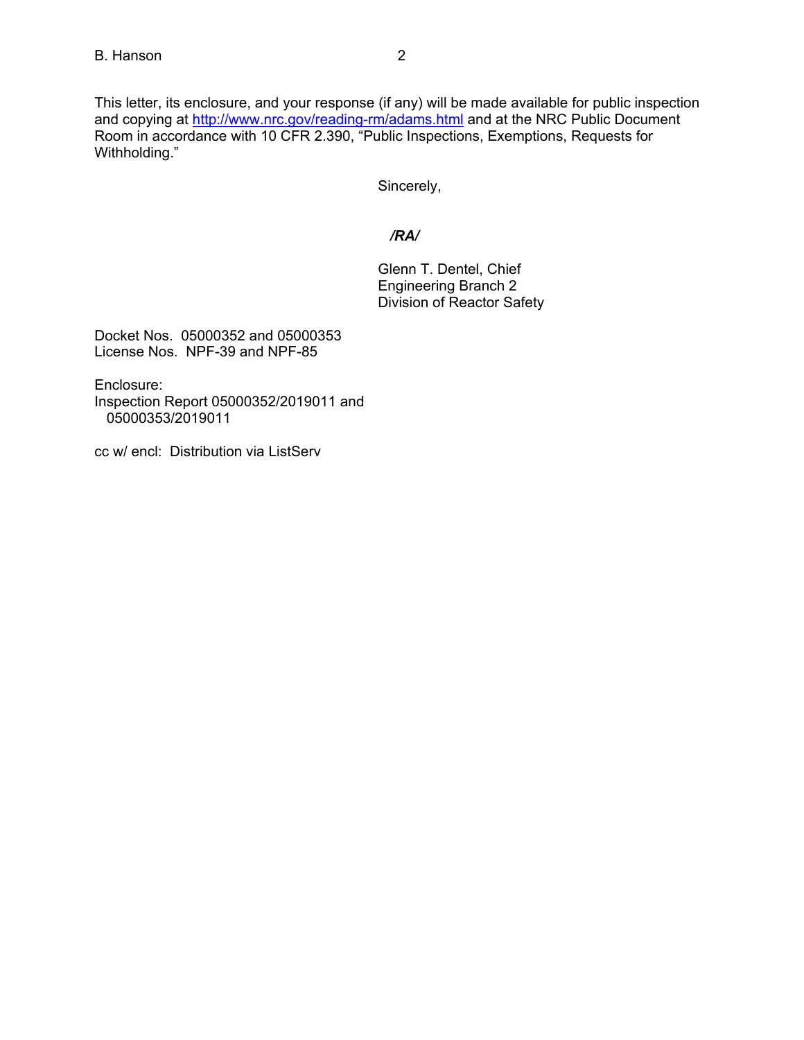This letter, its enclosure, and your response (if any) will be made available for public inspection and copying at http://www.nrc.gov/reading-rm/adams.html and at the NRC Public Document Room in accordance with 10 CFR 2.390, "Public Inspections, Exemptions, Requests for Withholding."

Sincerely,

***/RA/***

Glenn T. Dentel, Chief
Engineering Branch 2
Division of Reactor Safety

Docket Nos. 05000352 and 05000353
License Nos. NPF-39 and NPF-85

Enclosure:
Inspection Report 05000352/2019011 and
05000353/2019011

cc w/ encl: Distribution via ListServ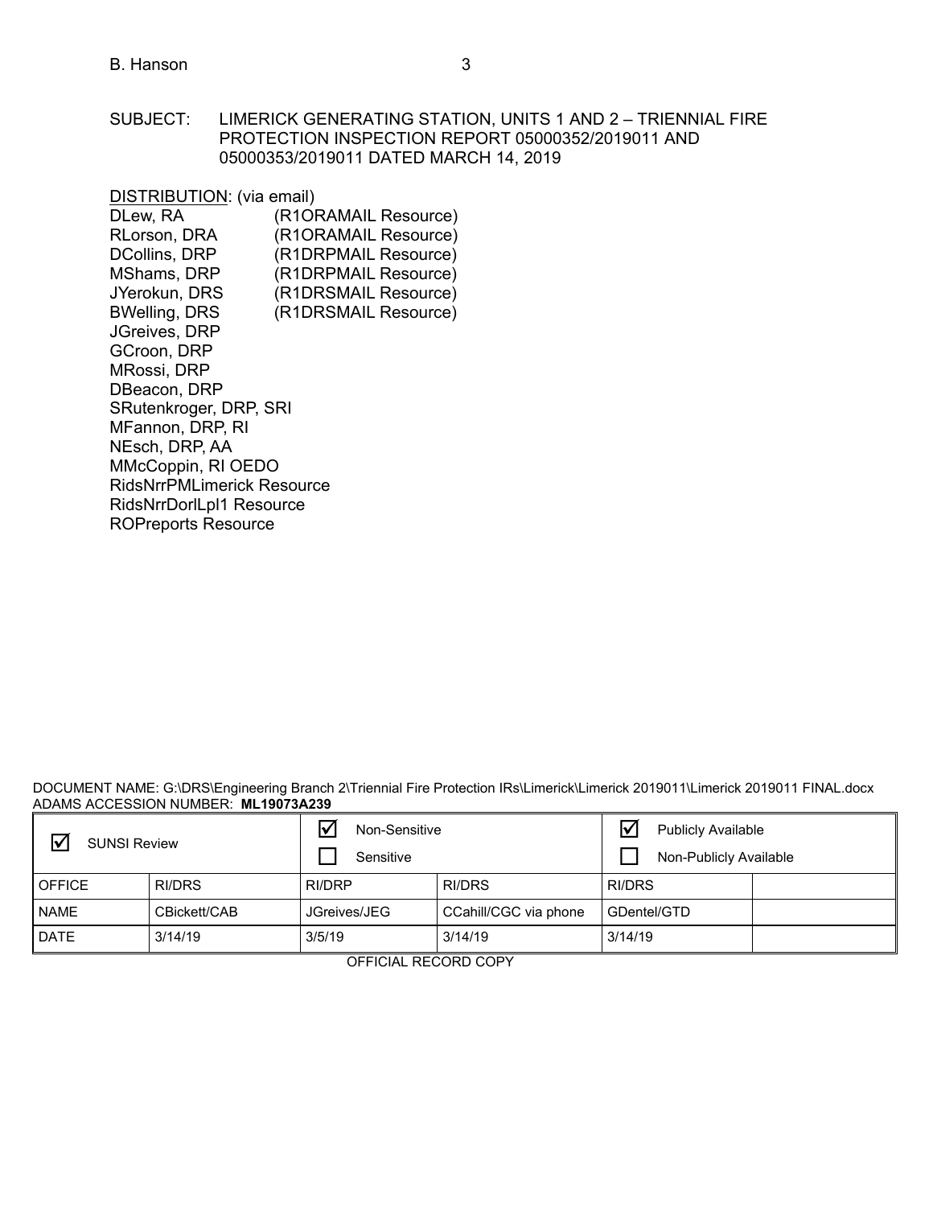SUBJECT: LIMERICK GENERATING STATION, UNITS 1 AND 2 – TRIENNIAL FIRE PROTECTION INSPECTION REPORT 05000352/2019011 AND 05000353/2019011 DATED MARCH 14, 2019

DISTRIBUTION: (via email)

DLew, RA (R1ORAMAIL Resource)
RLorson, DRA (R1ORAMAIL Resource)
DCollins, DRP (R1DRPMAIL Resource)
MShams, DRP (R1DRPMAIL Resource)
JYerokun, DRS (R1DRSMAIL Resource)
BWelling, DRS (R1DRSMAIL Resource)
JGreives, DRP
GCroon, DRP
MRossi, DRP
DBeacon, DRP
SRutenkroger, DRP, SRI
MFannon, DRP, RI
NEsch, DRP, AA
MMcCoppin, RI OEDO
RidsNrrPMLimerick Resource
RidsNrrDorlLpl1 Resource
ROPreports Resource

DOCUMENT NAME: G:\DRS\Engineering Branch 2\Triennial Fire Protection IRs\Limerick\Limerick 2019011\Limerick 2019011 FINAL.docx
ADAMS ACCESSION NUMBER: **ML19073A239**

| ☑ SUNSI Review | | ☑ Non-Sensitive<br>☐ Sensitive | | ☑ Publicly Available<br>☐ Non-Publicly Available | |
|---|---|---|---|---|---|
| OFFICE | RI/DRS | RI/DRP | RI/DRS | RI/DRS | |
| NAME | CBickett/CAB | JGreives/JEG | CCahill/CGC via phone | GDentel/GTD | |
| DATE | 3/14/19 | 3/5/19 | 3/14/19 | 3/14/19 | |

OFFICIAL RECORD COPY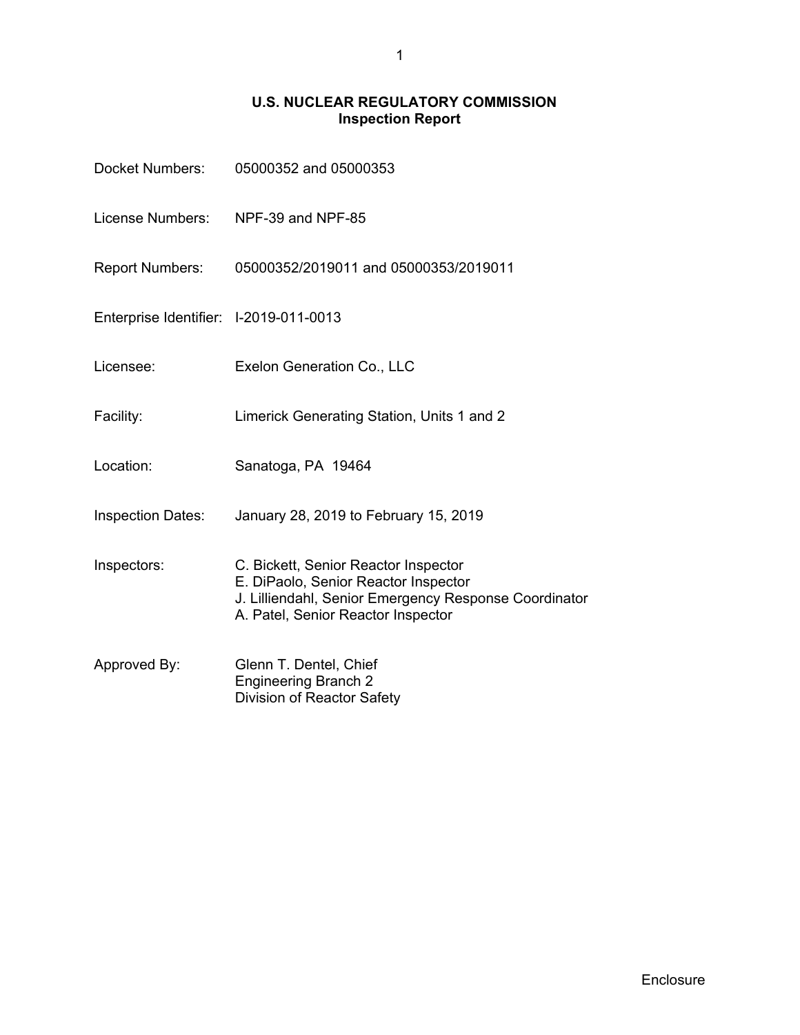# U.S. NUCLEAR REGULATORY COMMISSION
## Inspection Report

| | |
|---|---|
| Docket Numbers: | 05000352 and 05000353 |
| License Numbers: | NPF-39 and NPF-85 |
| Report Numbers: | 05000352/2019011 and 05000353/2019011 |
| Enterprise Identifier: | I-2019-011-0013 |
| Licensee: | Exelon Generation Co., LLC |
| Facility: | Limerick Generating Station, Units 1 and 2 |
| Location: | Sanatoga, PA 19464 |
| Inspection Dates: | January 28, 2019 to February 15, 2019 |
| Inspectors: | C. Bickett, Senior Reactor Inspector<br>E. DiPaolo, Senior Reactor Inspector<br>J. Lilliendahl, Senior Emergency Response Coordinator<br>A. Patel, Senior Reactor Inspector |
| Approved By: | Glenn T. Dentel, Chief<br>Engineering Branch 2<br>Division of Reactor Safety |

Enclosure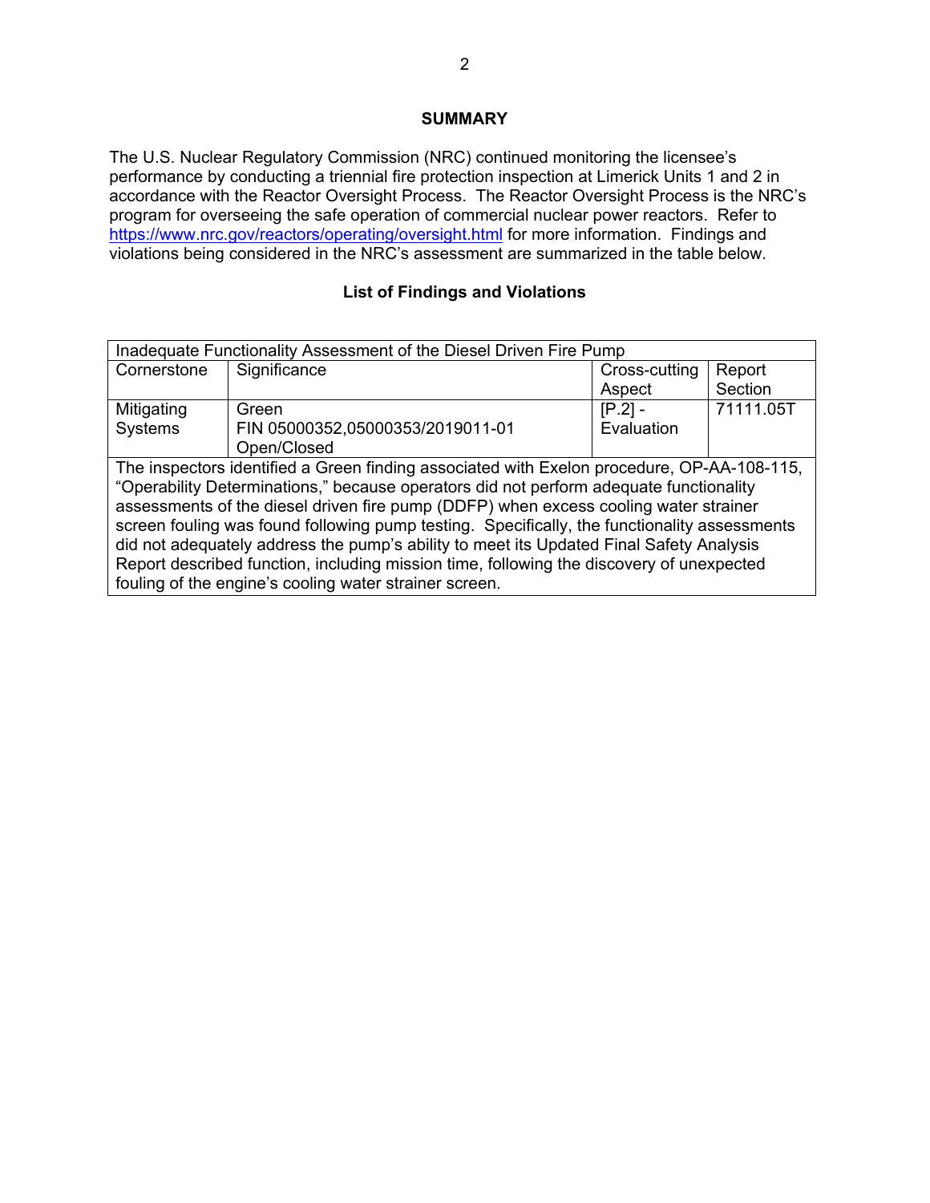## SUMMARY

The U.S. Nuclear Regulatory Commission (NRC) continued monitoring the licensee's performance by conducting a triennial fire protection inspection at Limerick Units 1 and 2 in accordance with the Reactor Oversight Process. The Reactor Oversight Process is the NRC's program for overseeing the safe operation of commercial nuclear power reactors. Refer to https://www.nrc.gov/reactors/operating/oversight.html for more information. Findings and violations being considered in the NRC's assessment are summarized in the table below.

### List of Findings and Violations

| Inadequate Functionality Assessment of the Diesel Driven Fire Pump | | | |
|---|---|---|---|
| Cornerstone | Significance | Cross-cutting Aspect | Report Section |
| Mitigating Systems | Green<br>FIN 05000352,05000353/2019011-01<br>Open/Closed | [P.2] - Evaluation | 71111.05T |
| The inspectors identified a Green finding associated with Exelon procedure, OP-AA-108-115, "Operability Determinations," because operators did not perform adequate functionality assessments of the diesel driven fire pump (DDFP) when excess cooling water strainer screen fouling was found following pump testing. Specifically, the functionality assessments did not adequately address the pump's ability to meet its Updated Final Safety Analysis Report described function, including mission time, following the discovery of unexpected fouling of the engine's cooling water strainer screen. | | | |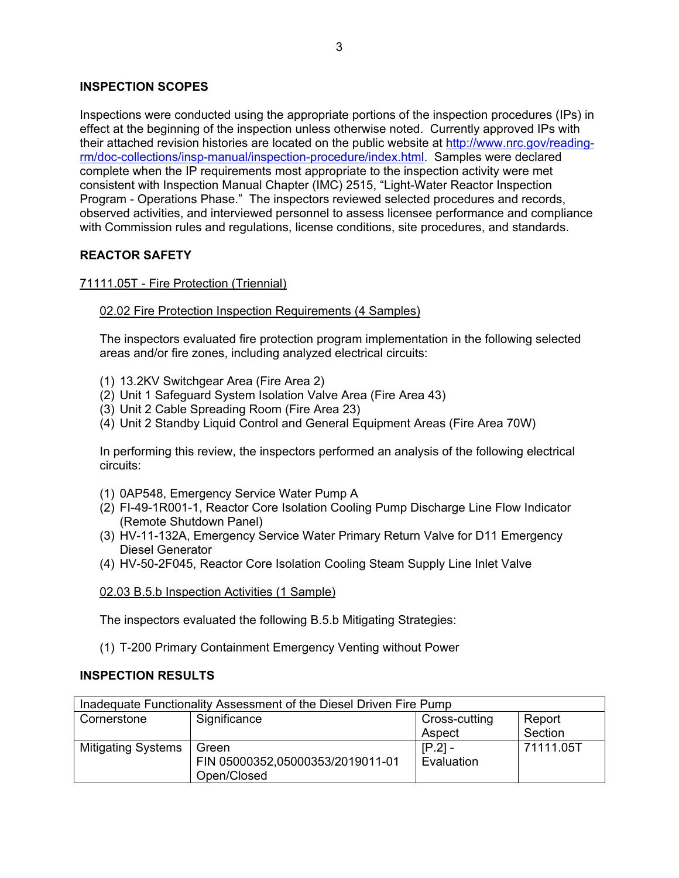## INSPECTION SCOPES

Inspections were conducted using the appropriate portions of the inspection procedures (IPs) in effect at the beginning of the inspection unless otherwise noted. Currently approved IPs with their attached revision histories are located on the public website at [http://www.nrc.gov/reading-rm/doc-collections/insp-manual/inspection-procedure/index.html](http://www.nrc.gov/reading-rm/doc-collections/insp-manual/inspection-procedure/index.html). Samples were declared complete when the IP requirements most appropriate to the inspection activity were met consistent with Inspection Manual Chapter (IMC) 2515, "Light-Water Reactor Inspection Program - Operations Phase." The inspectors reviewed selected procedures and records, observed activities, and interviewed personnel to assess licensee performance and compliance with Commission rules and regulations, license conditions, site procedures, and standards.

## REACTOR SAFETY

### 71111.05T - Fire Protection (Triennial)

#### 02.02 Fire Protection Inspection Requirements (4 Samples)

The inspectors evaluated fire protection program implementation in the following selected areas and/or fire zones, including analyzed electrical circuits:

(1) 13.2KV Switchgear Area (Fire Area 2)
(2) Unit 1 Safeguard System Isolation Valve Area (Fire Area 43)
(3) Unit 2 Cable Spreading Room (Fire Area 23)
(4) Unit 2 Standby Liquid Control and General Equipment Areas (Fire Area 70W)

In performing this review, the inspectors performed an analysis of the following electrical circuits:

(1) 0AP548, Emergency Service Water Pump A
(2) FI-49-1R001-1, Reactor Core Isolation Cooling Pump Discharge Line Flow Indicator (Remote Shutdown Panel)
(3) HV-11-132A, Emergency Service Water Primary Return Valve for D11 Emergency Diesel Generator
(4) HV-50-2F045, Reactor Core Isolation Cooling Steam Supply Line Inlet Valve

#### 02.03 B.5.b Inspection Activities (1 Sample)

The inspectors evaluated the following B.5.b Mitigating Strategies:

(1) T-200 Primary Containment Emergency Venting without Power

## INSPECTION RESULTS

| Inadequate Functionality Assessment of the Diesel Driven Fire Pump | | | |
|---|---|---|---|
| Cornerstone | Significance | Cross-cutting Aspect | Report Section |
| Mitigating Systems | Green<br>FIN 05000352,05000353/2019011-01<br>Open/Closed | [P.2] - Evaluation | 71111.05T |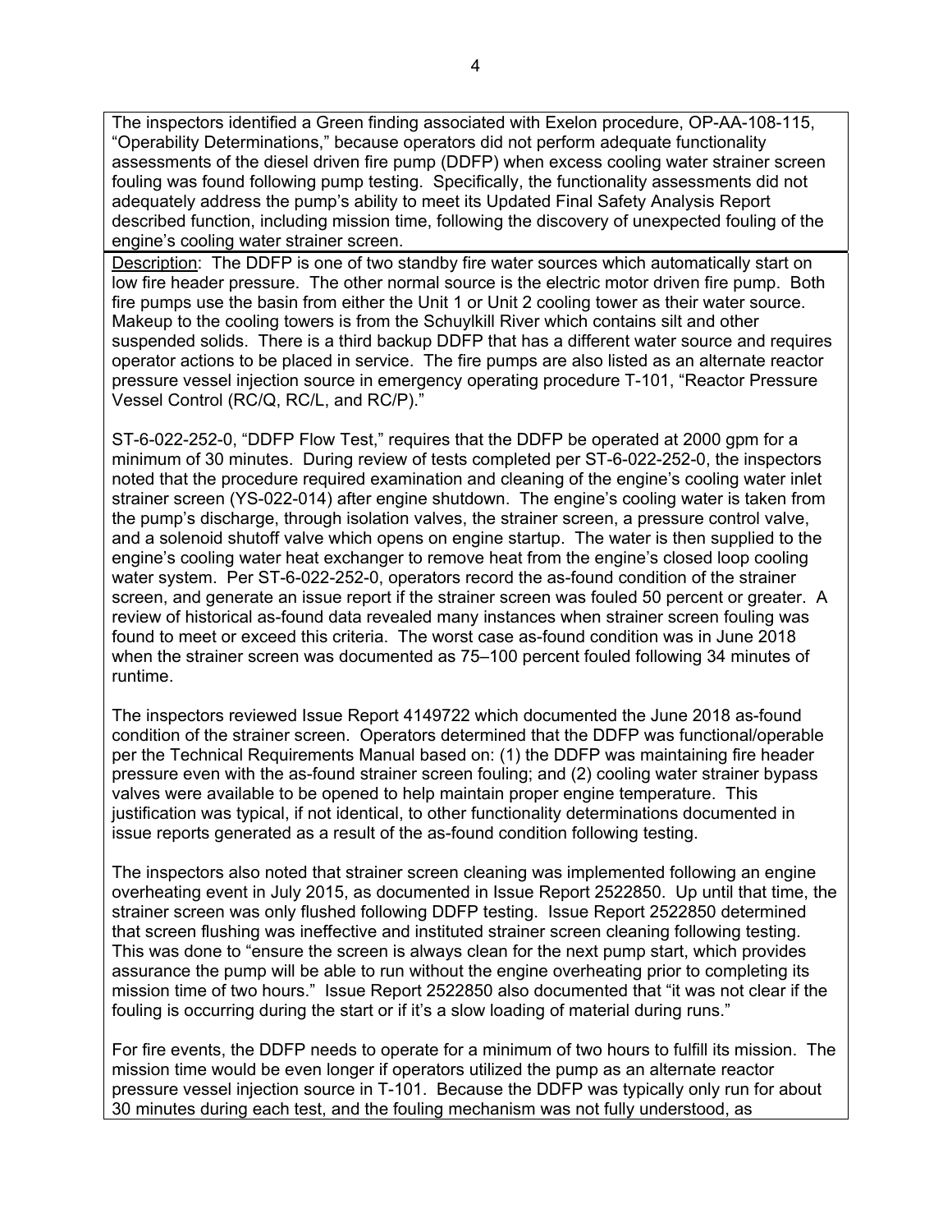The inspectors identified a Green finding associated with Exelon procedure, OP-AA-108-115, "Operability Determinations," because operators did not perform adequate functionality assessments of the diesel driven fire pump (DDFP) when excess cooling water strainer screen fouling was found following pump testing. Specifically, the functionality assessments did not adequately address the pump's ability to meet its Updated Final Safety Analysis Report described function, including mission time, following the discovery of unexpected fouling of the engine's cooling water strainer screen.

Description: The DDFP is one of two standby fire water sources which automatically start on low fire header pressure. The other normal source is the electric motor driven fire pump. Both fire pumps use the basin from either the Unit 1 or Unit 2 cooling tower as their water source. Makeup to the cooling towers is from the Schuylkill River which contains silt and other suspended solids. There is a third backup DDFP that has a different water source and requires operator actions to be placed in service. The fire pumps are also listed as an alternate reactor pressure vessel injection source in emergency operating procedure T-101, "Reactor Pressure Vessel Control (RC/Q, RC/L, and RC/P)."

ST-6-022-252-0, "DDFP Flow Test," requires that the DDFP be operated at 2000 gpm for a minimum of 30 minutes. During review of tests completed per ST-6-022-252-0, the inspectors noted that the procedure required examination and cleaning of the engine's cooling water inlet strainer screen (YS-022-014) after engine shutdown. The engine's cooling water is taken from the pump's discharge, through isolation valves, the strainer screen, a pressure control valve, and a solenoid shutoff valve which opens on engine startup. The water is then supplied to the engine's cooling water heat exchanger to remove heat from the engine's closed loop cooling water system. Per ST-6-022-252-0, operators record the as-found condition of the strainer screen, and generate an issue report if the strainer screen was fouled 50 percent or greater. A review of historical as-found data revealed many instances when strainer screen fouling was found to meet or exceed this criteria. The worst case as-found condition was in June 2018 when the strainer screen was documented as 75–100 percent fouled following 34 minutes of runtime.

The inspectors reviewed Issue Report 4149722 which documented the June 2018 as-found condition of the strainer screen. Operators determined that the DDFP was functional/operable per the Technical Requirements Manual based on: (1) the DDFP was maintaining fire header pressure even with the as-found strainer screen fouling; and (2) cooling water strainer bypass valves were available to be opened to help maintain proper engine temperature. This justification was typical, if not identical, to other functionality determinations documented in issue reports generated as a result of the as-found condition following testing.

The inspectors also noted that strainer screen cleaning was implemented following an engine overheating event in July 2015, as documented in Issue Report 2522850. Up until that time, the strainer screen was only flushed following DDFP testing. Issue Report 2522850 determined that screen flushing was ineffective and instituted strainer screen cleaning following testing. This was done to "ensure the screen is always clean for the next pump start, which provides assurance the pump will be able to run without the engine overheating prior to completing its mission time of two hours." Issue Report 2522850 also documented that "it was not clear if the fouling is occurring during the start or if it's a slow loading of material during runs."

For fire events, the DDFP needs to operate for a minimum of two hours to fulfill its mission. The mission time would be even longer if operators utilized the pump as an alternate reactor pressure vessel injection source in T-101. Because the DDFP was typically only run for about 30 minutes during each test, and the fouling mechanism was not fully understood, as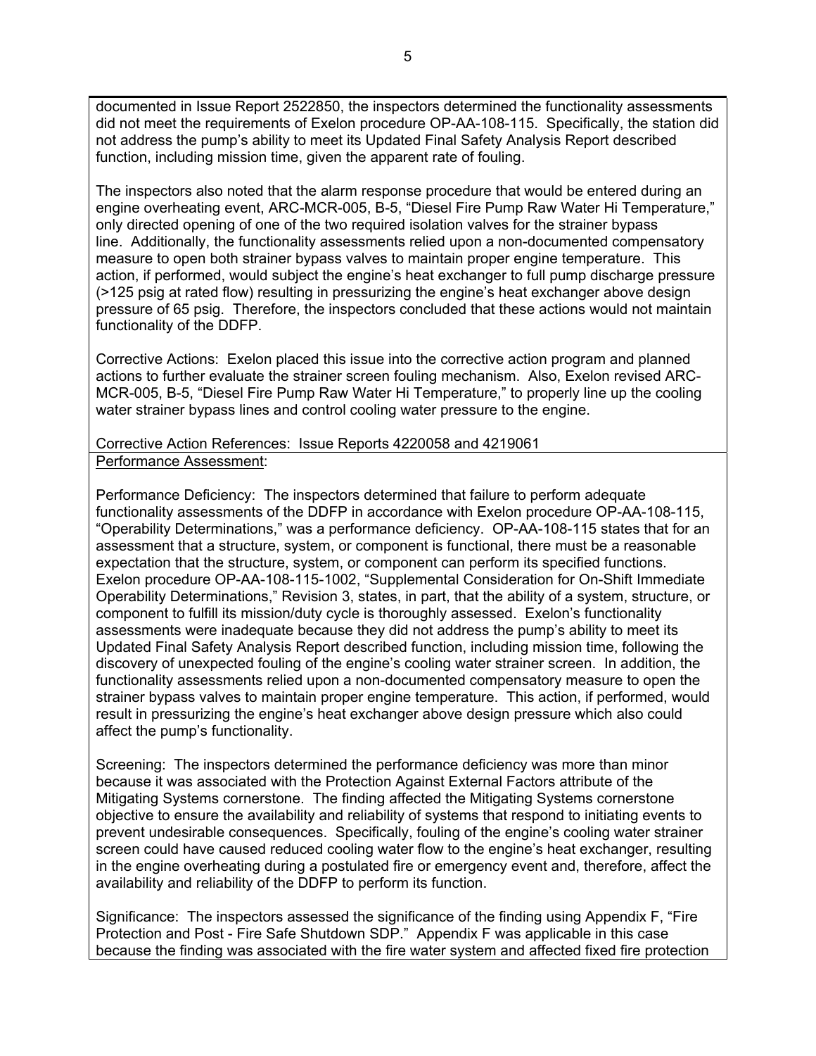documented in Issue Report 2522850, the inspectors determined the functionality assessments did not meet the requirements of Exelon procedure OP-AA-108-115. Specifically, the station did not address the pump's ability to meet its Updated Final Safety Analysis Report described function, including mission time, given the apparent rate of fouling.

The inspectors also noted that the alarm response procedure that would be entered during an engine overheating event, ARC-MCR-005, B-5, "Diesel Fire Pump Raw Water Hi Temperature," only directed opening of one of the two required isolation valves for the strainer bypass line. Additionally, the functionality assessments relied upon a non-documented compensatory measure to open both strainer bypass valves to maintain proper engine temperature. This action, if performed, would subject the engine's heat exchanger to full pump discharge pressure (>125 psig at rated flow) resulting in pressurizing the engine's heat exchanger above design pressure of 65 psig. Therefore, the inspectors concluded that these actions would not maintain functionality of the DDFP.

Corrective Actions: Exelon placed this issue into the corrective action program and planned actions to further evaluate the strainer screen fouling mechanism. Also, Exelon revised ARC-MCR-005, B-5, "Diesel Fire Pump Raw Water Hi Temperature," to properly line up the cooling water strainer bypass lines and control cooling water pressure to the engine.

Corrective Action References: Issue Reports 4220058 and 4219061

Performance Assessment:

Performance Deficiency: The inspectors determined that failure to perform adequate functionality assessments of the DDFP in accordance with Exelon procedure OP-AA-108-115, "Operability Determinations," was a performance deficiency. OP-AA-108-115 states that for an assessment that a structure, system, or component is functional, there must be a reasonable expectation that the structure, system, or component can perform its specified functions. Exelon procedure OP-AA-108-115-1002, "Supplemental Consideration for On-Shift Immediate Operability Determinations," Revision 3, states, in part, that the ability of a system, structure, or component to fulfill its mission/duty cycle is thoroughly assessed. Exelon's functionality assessments were inadequate because they did not address the pump's ability to meet its Updated Final Safety Analysis Report described function, including mission time, following the discovery of unexpected fouling of the engine's cooling water strainer screen. In addition, the functionality assessments relied upon a non-documented compensatory measure to open the strainer bypass valves to maintain proper engine temperature. This action, if performed, would result in pressurizing the engine's heat exchanger above design pressure which also could affect the pump's functionality.

Screening: The inspectors determined the performance deficiency was more than minor because it was associated with the Protection Against External Factors attribute of the Mitigating Systems cornerstone. The finding affected the Mitigating Systems cornerstone objective to ensure the availability and reliability of systems that respond to initiating events to prevent undesirable consequences. Specifically, fouling of the engine's cooling water strainer screen could have caused reduced cooling water flow to the engine's heat exchanger, resulting in the engine overheating during a postulated fire or emergency event and, therefore, affect the availability and reliability of the DDFP to perform its function.

Significance: The inspectors assessed the significance of the finding using Appendix F, "Fire Protection and Post - Fire Safe Shutdown SDP." Appendix F was applicable in this case because the finding was associated with the fire water system and affected fixed fire protection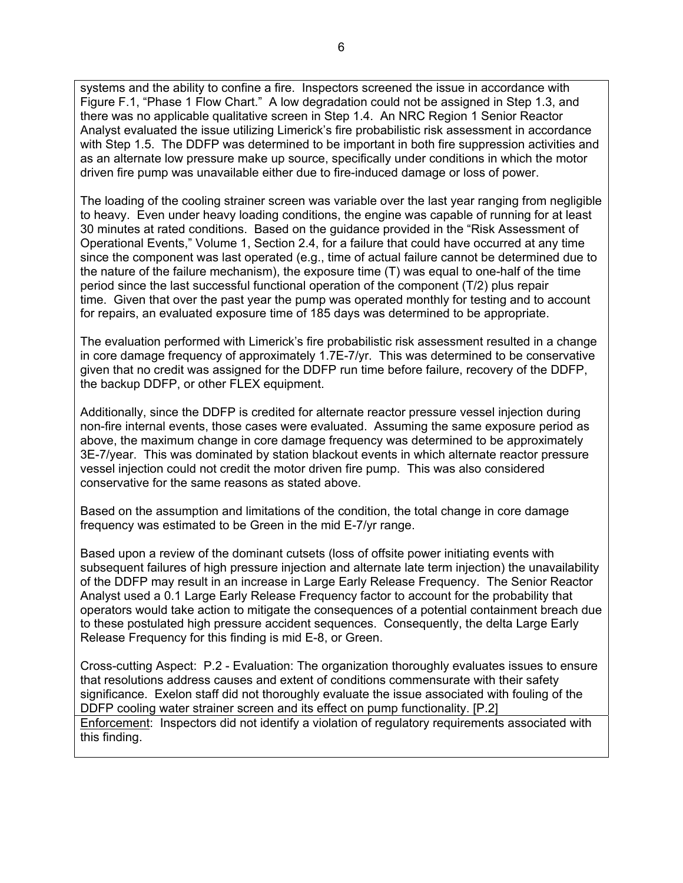systems and the ability to confine a fire. Inspectors screened the issue in accordance with Figure F.1, "Phase 1 Flow Chart." A low degradation could not be assigned in Step 1.3, and there was no applicable qualitative screen in Step 1.4. An NRC Region 1 Senior Reactor Analyst evaluated the issue utilizing Limerick's fire probabilistic risk assessment in accordance with Step 1.5. The DDFP was determined to be important in both fire suppression activities and as an alternate low pressure make up source, specifically under conditions in which the motor driven fire pump was unavailable either due to fire-induced damage or loss of power.

The loading of the cooling strainer screen was variable over the last year ranging from negligible to heavy. Even under heavy loading conditions, the engine was capable of running for at least 30 minutes at rated conditions. Based on the guidance provided in the "Risk Assessment of Operational Events," Volume 1, Section 2.4, for a failure that could have occurred at any time since the component was last operated (e.g., time of actual failure cannot be determined due to the nature of the failure mechanism), the exposure time (T) was equal to one-half of the time period since the last successful functional operation of the component (T/2) plus repair time. Given that over the past year the pump was operated monthly for testing and to account for repairs, an evaluated exposure time of 185 days was determined to be appropriate.

The evaluation performed with Limerick's fire probabilistic risk assessment resulted in a change in core damage frequency of approximately 1.7E-7/yr. This was determined to be conservative given that no credit was assigned for the DDFP run time before failure, recovery of the DDFP, the backup DDFP, or other FLEX equipment.

Additionally, since the DDFP is credited for alternate reactor pressure vessel injection during non-fire internal events, those cases were evaluated. Assuming the same exposure period as above, the maximum change in core damage frequency was determined to be approximately 3E-7/year. This was dominated by station blackout events in which alternate reactor pressure vessel injection could not credit the motor driven fire pump. This was also considered conservative for the same reasons as stated above.

Based on the assumption and limitations of the condition, the total change in core damage frequency was estimated to be Green in the mid E-7/yr range.

Based upon a review of the dominant cutsets (loss of offsite power initiating events with subsequent failures of high pressure injection and alternate late term injection) the unavailability of the DDFP may result in an increase in Large Early Release Frequency. The Senior Reactor Analyst used a 0.1 Large Early Release Frequency factor to account for the probability that operators would take action to mitigate the consequences of a potential containment breach due to these postulated high pressure accident sequences. Consequently, the delta Large Early Release Frequency for this finding is mid E-8, or Green.

Cross-cutting Aspect: P.2 - Evaluation: The organization thoroughly evaluates issues to ensure that resolutions address causes and extent of conditions commensurate with their safety significance. Exelon staff did not thoroughly evaluate the issue associated with fouling of the DDFP cooling water strainer screen and its effect on pump functionality. [P.2]

Enforcement: Inspectors did not identify a violation of regulatory requirements associated with this finding.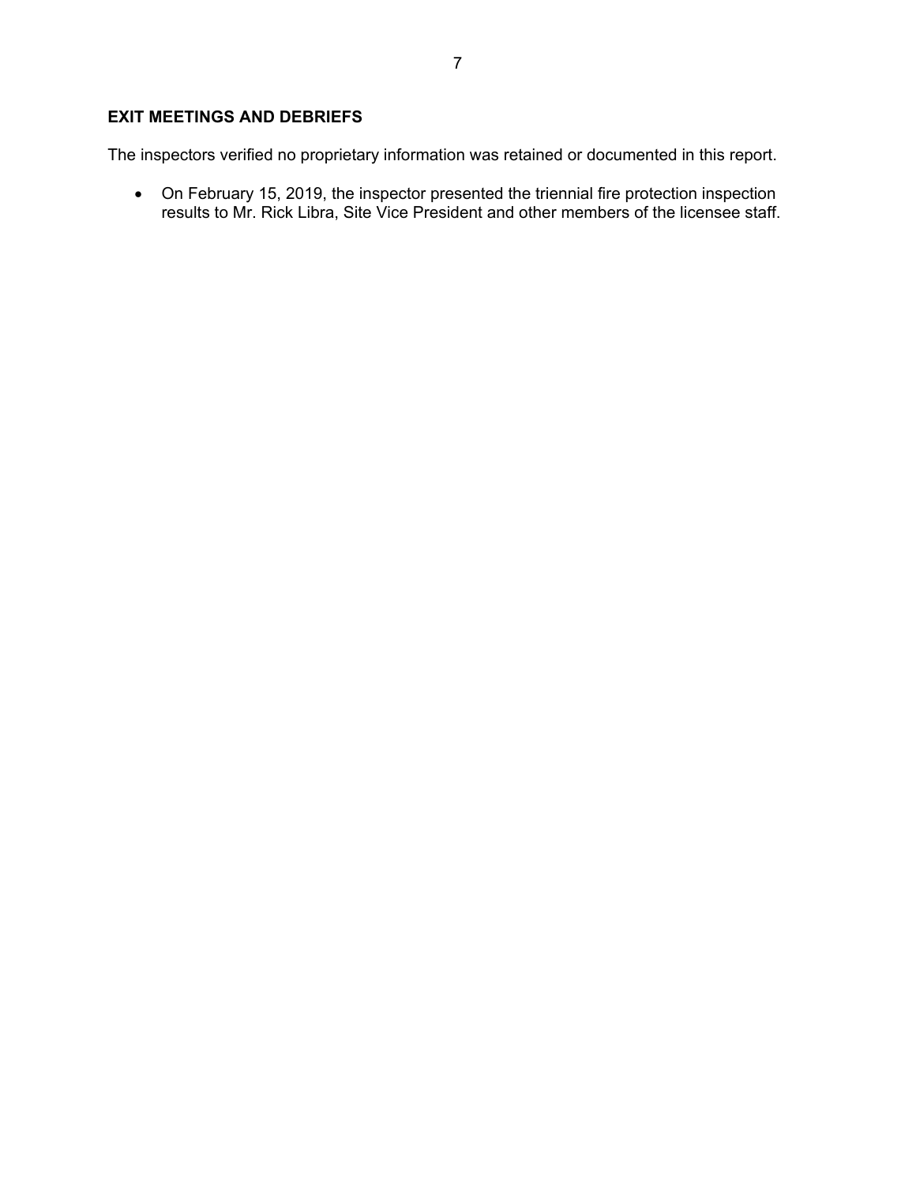## EXIT MEETINGS AND DEBRIEFS

The inspectors verified no proprietary information was retained or documented in this report.

- On February 15, 2019, the inspector presented the triennial fire protection inspection results to Mr. Rick Libra, Site Vice President and other members of the licensee staff.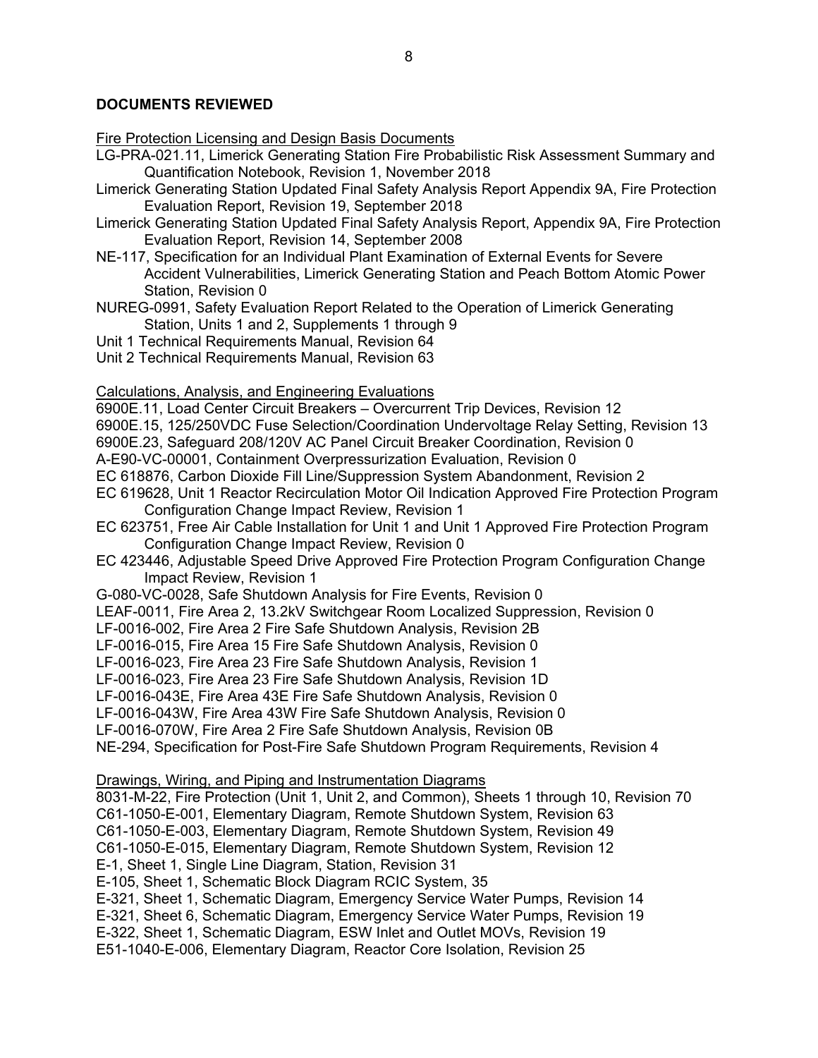## DOCUMENTS REVIEWED

Fire Protection Licensing and Design Basis Documents

LG-PRA-021.11, Limerick Generating Station Fire Probabilistic Risk Assessment Summary and Quantification Notebook, Revision 1, November 2018

Limerick Generating Station Updated Final Safety Analysis Report Appendix 9A, Fire Protection Evaluation Report, Revision 19, September 2018

Limerick Generating Station Updated Final Safety Analysis Report, Appendix 9A, Fire Protection Evaluation Report, Revision 14, September 2008

NE-117, Specification for an Individual Plant Examination of External Events for Severe Accident Vulnerabilities, Limerick Generating Station and Peach Bottom Atomic Power Station, Revision 0

NUREG-0991, Safety Evaluation Report Related to the Operation of Limerick Generating Station, Units 1 and 2, Supplements 1 through 9

Unit 1 Technical Requirements Manual, Revision 64

Unit 2 Technical Requirements Manual, Revision 63

Calculations, Analysis, and Engineering Evaluations

6900E.11, Load Center Circuit Breakers – Overcurrent Trip Devices, Revision 12

6900E.15, 125/250VDC Fuse Selection/Coordination Undervoltage Relay Setting, Revision 13

6900E.23, Safeguard 208/120V AC Panel Circuit Breaker Coordination, Revision 0

A-E90-VC-00001, Containment Overpressurization Evaluation, Revision 0

EC 618876, Carbon Dioxide Fill Line/Suppression System Abandonment, Revision 2

EC 619628, Unit 1 Reactor Recirculation Motor Oil Indication Approved Fire Protection Program Configuration Change Impact Review, Revision 1

EC 623751, Free Air Cable Installation for Unit 1 and Unit 1 Approved Fire Protection Program Configuration Change Impact Review, Revision 0

EC 423446, Adjustable Speed Drive Approved Fire Protection Program Configuration Change Impact Review, Revision 1

G-080-VC-0028, Safe Shutdown Analysis for Fire Events, Revision 0

LEAF-0011, Fire Area 2, 13.2kV Switchgear Room Localized Suppression, Revision 0

LF-0016-002, Fire Area 2 Fire Safe Shutdown Analysis, Revision 2B

LF-0016-015, Fire Area 15 Fire Safe Shutdown Analysis, Revision 0

LF-0016-023, Fire Area 23 Fire Safe Shutdown Analysis, Revision 1

LF-0016-023, Fire Area 23 Fire Safe Shutdown Analysis, Revision 1D

LF-0016-043E, Fire Area 43E Fire Safe Shutdown Analysis, Revision 0

LF-0016-043W, Fire Area 43W Fire Safe Shutdown Analysis, Revision 0

LF-0016-070W, Fire Area 2 Fire Safe Shutdown Analysis, Revision 0B

NE-294, Specification for Post-Fire Safe Shutdown Program Requirements, Revision 4

Drawings, Wiring, and Piping and Instrumentation Diagrams

8031-M-22, Fire Protection (Unit 1, Unit 2, and Common), Sheets 1 through 10, Revision 70

C61-1050-E-001, Elementary Diagram, Remote Shutdown System, Revision 63

C61-1050-E-003, Elementary Diagram, Remote Shutdown System, Revision 49

C61-1050-E-015, Elementary Diagram, Remote Shutdown System, Revision 12

E-1, Sheet 1, Single Line Diagram, Station, Revision 31

E-105, Sheet 1, Schematic Block Diagram RCIC System, 35

E-321, Sheet 1, Schematic Diagram, Emergency Service Water Pumps, Revision 14

E-321, Sheet 6, Schematic Diagram, Emergency Service Water Pumps, Revision 19

E-322, Sheet 1, Schematic Diagram, ESW Inlet and Outlet MOVs, Revision 19

E51-1040-E-006, Elementary Diagram, Reactor Core Isolation, Revision 25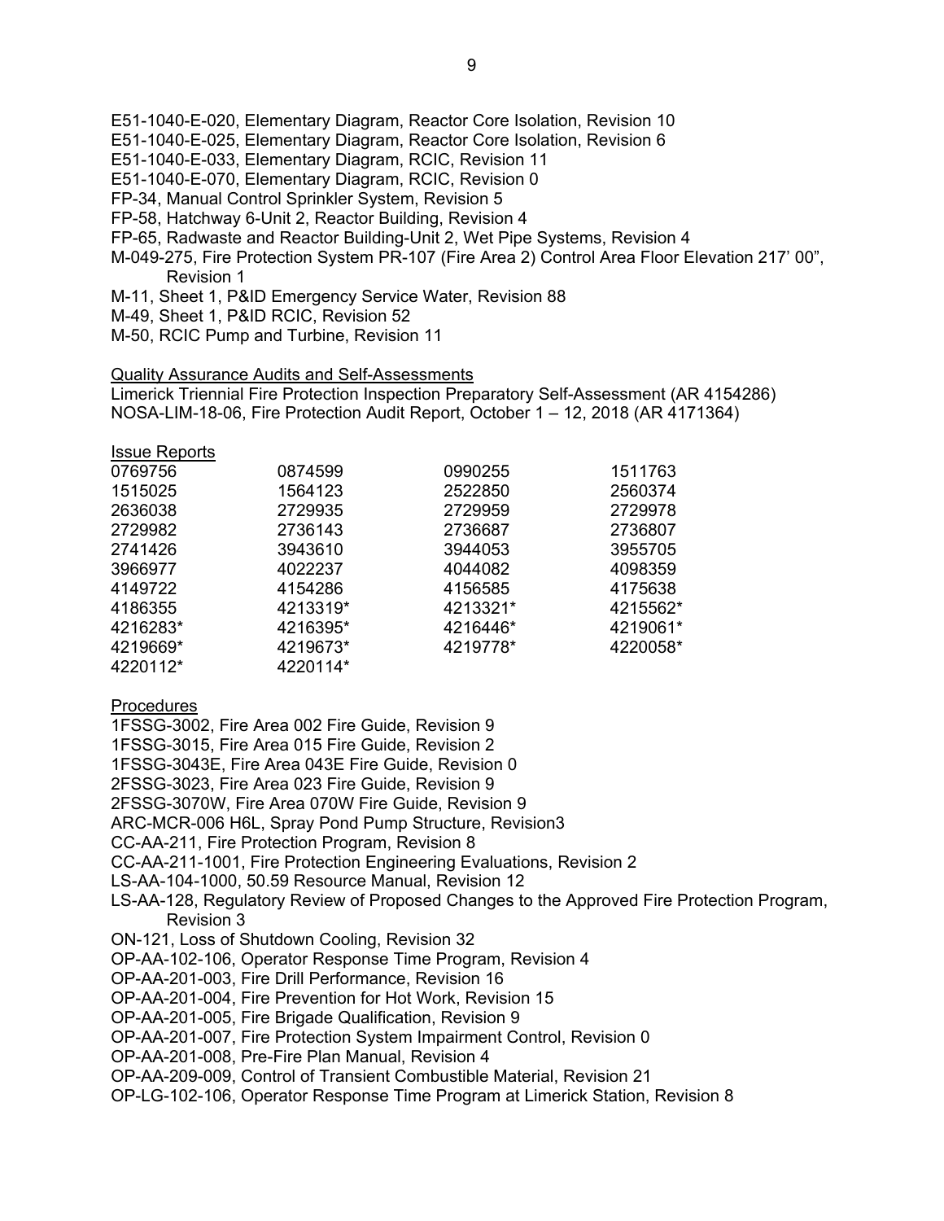E51-1040-E-020, Elementary Diagram, Reactor Core Isolation, Revision 10
E51-1040-E-025, Elementary Diagram, Reactor Core Isolation, Revision 6
E51-1040-E-033, Elementary Diagram, RCIC, Revision 11
E51-1040-E-070, Elementary Diagram, RCIC, Revision 0
FP-34, Manual Control Sprinkler System, Revision 5
FP-58, Hatchway 6-Unit 2, Reactor Building, Revision 4
FP-65, Radwaste and Reactor Building-Unit 2, Wet Pipe Systems, Revision 4
M-049-275, Fire Protection System PR-107 (Fire Area 2) Control Area Floor Elevation 217' 00", Revision 1
M-11, Sheet 1, P&ID Emergency Service Water, Revision 88
M-49, Sheet 1, P&ID RCIC, Revision 52
M-50, RCIC Pump and Turbine, Revision 11

Quality Assurance Audits and Self-Assessments

Limerick Triennial Fire Protection Inspection Preparatory Self-Assessment (AR 4154286)
NOSA-LIM-18-06, Fire Protection Audit Report, October 1 – 12, 2018 (AR 4171364)

Issue Reports

| | | | |
|---|---|---|---|
| 0769756 | 0874599 | 0990255 | 1511763 |
| 1515025 | 1564123 | 2522850 | 2560374 |
| 2636038 | 2729935 | 2729959 | 2729978 |
| 2729982 | 2736143 | 2736687 | 2736807 |
| 2741426 | 3943610 | 3944053 | 3955705 |
| 3966977 | 4022237 | 4044082 | 4098359 |
| 4149722 | 4154286 | 4156585 | 4175638 |
| 4186355 | 4213319* | 4213321* | 4215562* |
| 4216283* | 4216395* | 4216446* | 4219061* |
| 4219669* | 4219673* | 4219778* | 4220058* |
| 4220112* | 4220114* | | |

Procedures

1FSSG-3002, Fire Area 002 Fire Guide, Revision 9
1FSSG-3015, Fire Area 015 Fire Guide, Revision 2
1FSSG-3043E, Fire Area 043E Fire Guide, Revision 0
2FSSG-3023, Fire Area 023 Fire Guide, Revision 9
2FSSG-3070W, Fire Area 070W Fire Guide, Revision 9
ARC-MCR-006 H6L, Spray Pond Pump Structure, Revision3
CC-AA-211, Fire Protection Program, Revision 8
CC-AA-211-1001, Fire Protection Engineering Evaluations, Revision 2
LS-AA-104-1000, 50.59 Resource Manual, Revision 12
LS-AA-128, Regulatory Review of Proposed Changes to the Approved Fire Protection Program, Revision 3
ON-121, Loss of Shutdown Cooling, Revision 32
OP-AA-102-106, Operator Response Time Program, Revision 4
OP-AA-201-003, Fire Drill Performance, Revision 16
OP-AA-201-004, Fire Prevention for Hot Work, Revision 15
OP-AA-201-005, Fire Brigade Qualification, Revision 9
OP-AA-201-007, Fire Protection System Impairment Control, Revision 0
OP-AA-201-008, Pre-Fire Plan Manual, Revision 4
OP-AA-209-009, Control of Transient Combustible Material, Revision 21
OP-LG-102-106, Operator Response Time Program at Limerick Station, Revision 8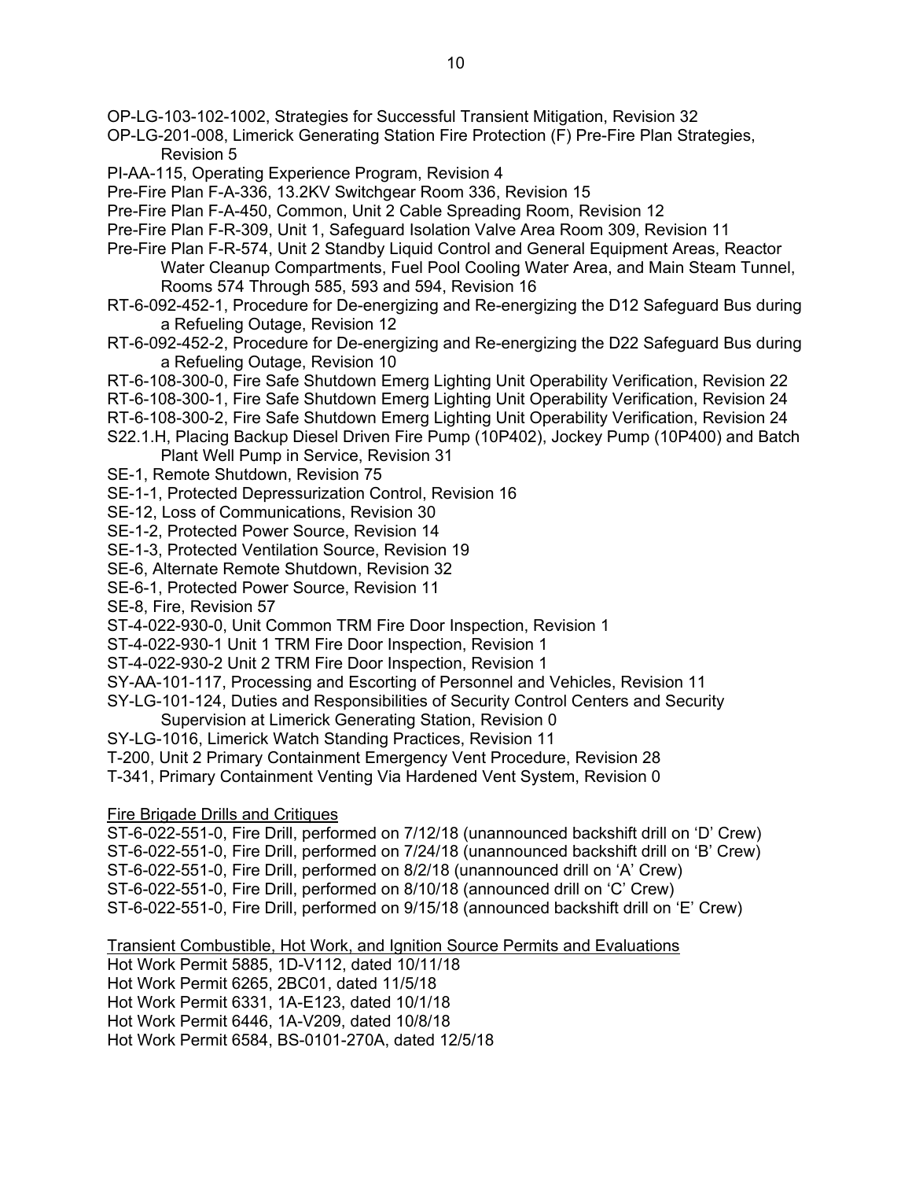OP-LG-103-102-1002, Strategies for Successful Transient Mitigation, Revision 32
OP-LG-201-008, Limerick Generating Station Fire Protection (F) Pre-Fire Plan Strategies, Revision 5
PI-AA-115, Operating Experience Program, Revision 4
Pre-Fire Plan F-A-336, 13.2KV Switchgear Room 336, Revision 15
Pre-Fire Plan F-A-450, Common, Unit 2 Cable Spreading Room, Revision 12
Pre-Fire Plan F-R-309, Unit 1, Safeguard Isolation Valve Area Room 309, Revision 11
Pre-Fire Plan F-R-574, Unit 2 Standby Liquid Control and General Equipment Areas, Reactor Water Cleanup Compartments, Fuel Pool Cooling Water Area, and Main Steam Tunnel, Rooms 574 Through 585, 593 and 594, Revision 16
RT-6-092-452-1, Procedure for De-energizing and Re-energizing the D12 Safeguard Bus during a Refueling Outage, Revision 12
RT-6-092-452-2, Procedure for De-energizing and Re-energizing the D22 Safeguard Bus during a Refueling Outage, Revision 10
RT-6-108-300-0, Fire Safe Shutdown Emerg Lighting Unit Operability Verification, Revision 22
RT-6-108-300-1, Fire Safe Shutdown Emerg Lighting Unit Operability Verification, Revision 24
RT-6-108-300-2, Fire Safe Shutdown Emerg Lighting Unit Operability Verification, Revision 24
S22.1.H, Placing Backup Diesel Driven Fire Pump (10P402), Jockey Pump (10P400) and Batch Plant Well Pump in Service, Revision 31
SE-1, Remote Shutdown, Revision 75
SE-1-1, Protected Depressurization Control, Revision 16
SE-12, Loss of Communications, Revision 30
SE-1-2, Protected Power Source, Revision 14
SE-1-3, Protected Ventilation Source, Revision 19
SE-6, Alternate Remote Shutdown, Revision 32
SE-6-1, Protected Power Source, Revision 11
SE-8, Fire, Revision 57
ST-4-022-930-0, Unit Common TRM Fire Door Inspection, Revision 1
ST-4-022-930-1 Unit 1 TRM Fire Door Inspection, Revision 1
ST-4-022-930-2 Unit 2 TRM Fire Door Inspection, Revision 1
SY-AA-101-117, Processing and Escorting of Personnel and Vehicles, Revision 11
SY-LG-101-124, Duties and Responsibilities of Security Control Centers and Security Supervision at Limerick Generating Station, Revision 0
SY-LG-1016, Limerick Watch Standing Practices, Revision 11
T-200, Unit 2 Primary Containment Emergency Vent Procedure, Revision 28
T-341, Primary Containment Venting Via Hardened Vent System, Revision 0

Fire Brigade Drills and Critiques

ST-6-022-551-0, Fire Drill, performed on 7/12/18 (unannounced backshift drill on 'D' Crew)
ST-6-022-551-0, Fire Drill, performed on 7/24/18 (unannounced backshift drill on 'B' Crew)
ST-6-022-551-0, Fire Drill, performed on 8/2/18 (unannounced drill on 'A' Crew)
ST-6-022-551-0, Fire Drill, performed on 8/10/18 (announced drill on 'C' Crew)
ST-6-022-551-0, Fire Drill, performed on 9/15/18 (announced backshift drill on 'E' Crew)

Transient Combustible, Hot Work, and Ignition Source Permits and Evaluations

Hot Work Permit 5885, 1D-V112, dated 10/11/18
Hot Work Permit 6265, 2BC01, dated 11/5/18
Hot Work Permit 6331, 1A-E123, dated 10/1/18
Hot Work Permit 6446, 1A-V209, dated 10/8/18
Hot Work Permit 6584, BS-0101-270A, dated 12/5/18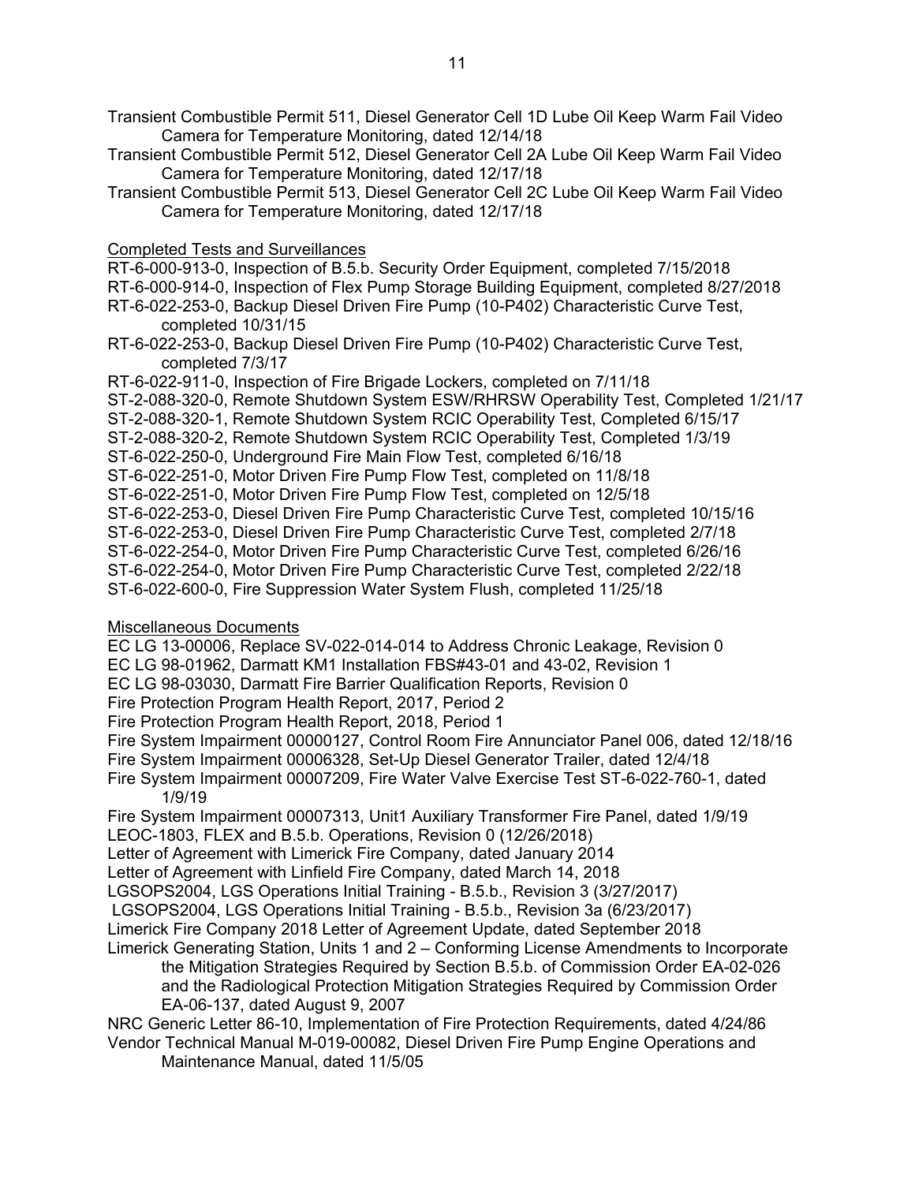Transient Combustible Permit 511, Diesel Generator Cell 1D Lube Oil Keep Warm Fail Video Camera for Temperature Monitoring, dated 12/14/18

Transient Combustible Permit 512, Diesel Generator Cell 2A Lube Oil Keep Warm Fail Video Camera for Temperature Monitoring, dated 12/17/18

Transient Combustible Permit 513, Diesel Generator Cell 2C Lube Oil Keep Warm Fail Video Camera for Temperature Monitoring, dated 12/17/18

Completed Tests and Surveillances

RT-6-000-913-0, Inspection of B.5.b. Security Order Equipment, completed 7/15/2018

RT-6-000-914-0, Inspection of Flex Pump Storage Building Equipment, completed 8/27/2018

RT-6-022-253-0, Backup Diesel Driven Fire Pump (10-P402) Characteristic Curve Test, completed 10/31/15

RT-6-022-253-0, Backup Diesel Driven Fire Pump (10-P402) Characteristic Curve Test, completed 7/3/17

RT-6-022-911-0, Inspection of Fire Brigade Lockers, completed on 7/11/18

ST-2-088-320-0, Remote Shutdown System ESW/RHRSW Operability Test, Completed 1/21/17

ST-2-088-320-1, Remote Shutdown System RCIC Operability Test, Completed 6/15/17

ST-2-088-320-2, Remote Shutdown System RCIC Operability Test, Completed 1/3/19

ST-6-022-250-0, Underground Fire Main Flow Test, completed 6/16/18

ST-6-022-251-0, Motor Driven Fire Pump Flow Test, completed on 11/8/18

ST-6-022-251-0, Motor Driven Fire Pump Flow Test, completed on 12/5/18

ST-6-022-253-0, Diesel Driven Fire Pump Characteristic Curve Test, completed 10/15/16

ST-6-022-253-0, Diesel Driven Fire Pump Characteristic Curve Test, completed 2/7/18

ST-6-022-254-0, Motor Driven Fire Pump Characteristic Curve Test, completed 6/26/16

ST-6-022-254-0, Motor Driven Fire Pump Characteristic Curve Test, completed 2/22/18

ST-6-022-600-0, Fire Suppression Water System Flush, completed 11/25/18

Miscellaneous Documents

EC LG 13-00006, Replace SV-022-014-014 to Address Chronic Leakage, Revision 0

EC LG 98-01962, Darmatt KM1 Installation FBS#43-01 and 43-02, Revision 1

EC LG 98-03030, Darmatt Fire Barrier Qualification Reports, Revision 0

Fire Protection Program Health Report, 2017, Period 2

Fire Protection Program Health Report, 2018, Period 1

Fire System Impairment 00000127, Control Room Fire Annunciator Panel 006, dated 12/18/16

Fire System Impairment 00006328, Set-Up Diesel Generator Trailer, dated 12/4/18

Fire System Impairment 00007209, Fire Water Valve Exercise Test ST-6-022-760-1, dated 1/9/19

Fire System Impairment 00007313, Unit1 Auxiliary Transformer Fire Panel, dated 1/9/19

LEOC-1803, FLEX and B.5.b. Operations, Revision 0 (12/26/2018)

Letter of Agreement with Limerick Fire Company, dated January 2014

Letter of Agreement with Linfield Fire Company, dated March 14, 2018

LGSOPS2004, LGS Operations Initial Training - B.5.b., Revision 3 (3/27/2017)

LGSOPS2004, LGS Operations Initial Training - B.5.b., Revision 3a (6/23/2017)

Limerick Fire Company 2018 Letter of Agreement Update, dated September 2018

Limerick Generating Station, Units 1 and 2 – Conforming License Amendments to Incorporate the Mitigation Strategies Required by Section B.5.b. of Commission Order EA-02-026 and the Radiological Protection Mitigation Strategies Required by Commission Order EA-06-137, dated August 9, 2007

NRC Generic Letter 86-10, Implementation of Fire Protection Requirements, dated 4/24/86

Vendor Technical Manual M-019-00082, Diesel Driven Fire Pump Engine Operations and Maintenance Manual, dated 11/5/05